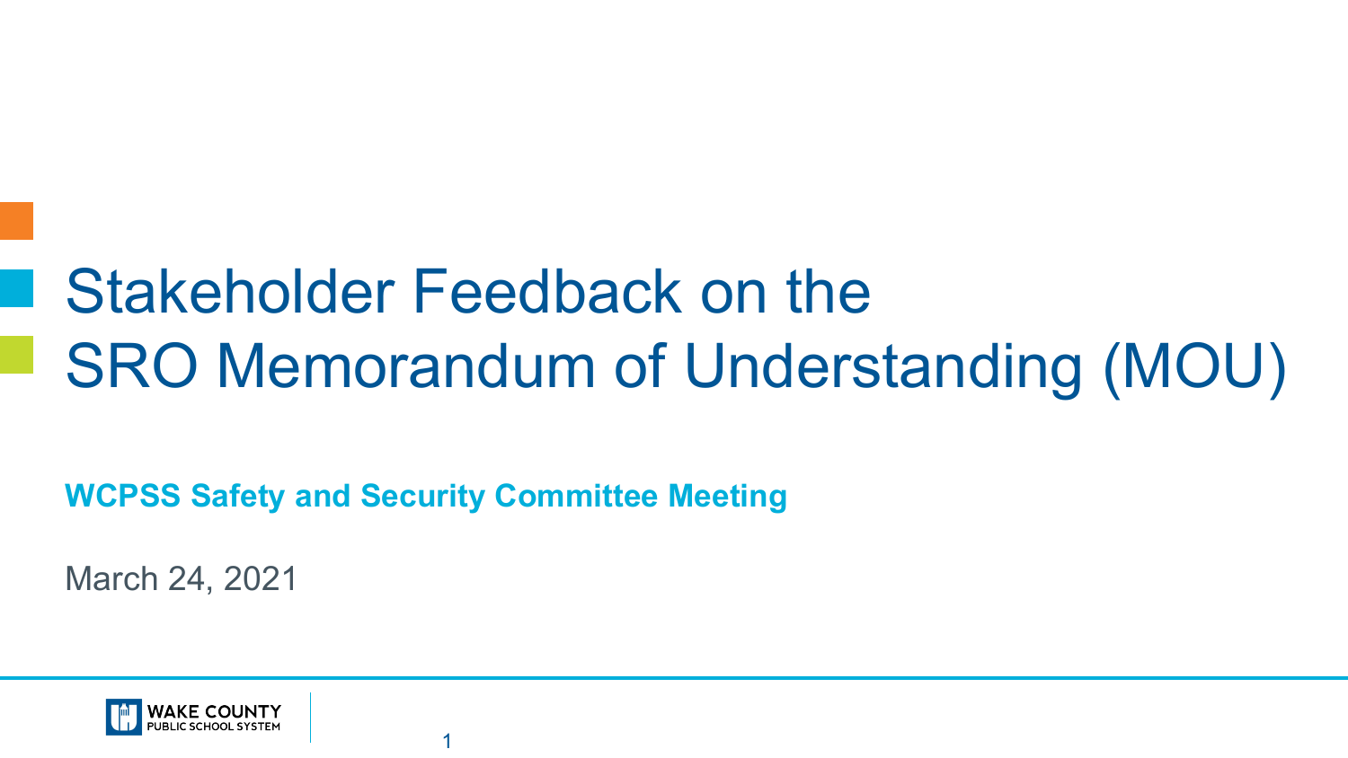# Stakeholder Feedback on the SRO Memorandum of Understanding (MOU)

**WCPSS Safety and Security Committee Meeting**

March 24, 2021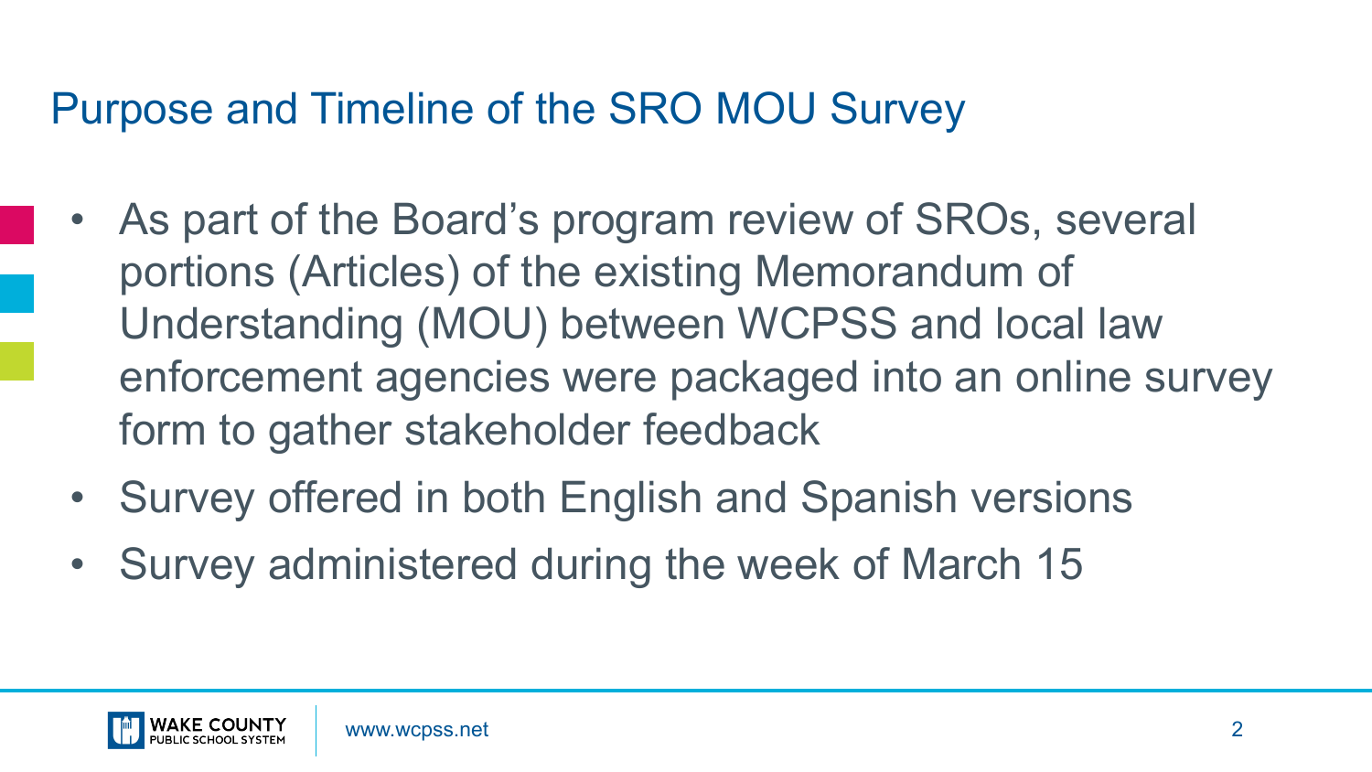# Purpose and Timeline of the SRO MOU Survey

- As part of the Board's program review of SROs, several portions (Articles) of the existing Memorandum of Understanding (MOU) between WCPSS and local law enforcement agencies were packaged into an online survey form to gather stakeholder feedback
- Survey offered in both English and Spanish versions
- Survey administered during the week of March 15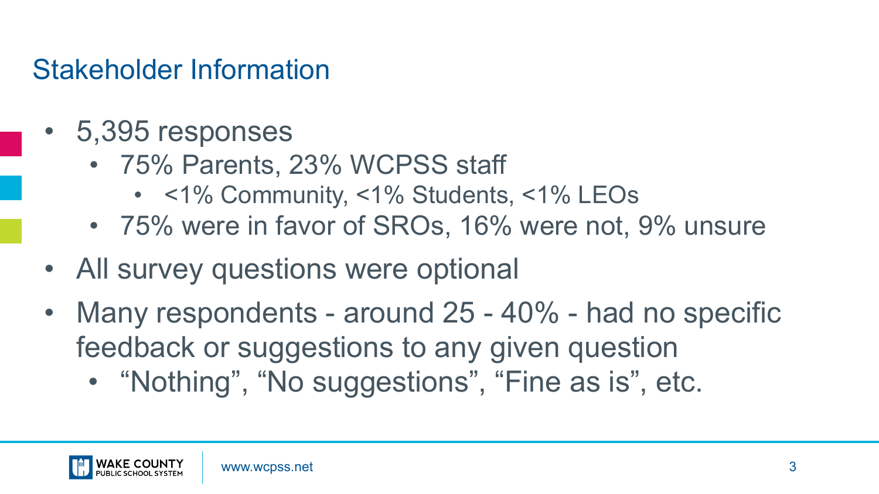## Stakeholder Information

- 5,395 responses
  - 75% Parents, 23% WCPSS staff
    - <1% Community, <1% Students, <1% LEOs
  - 75% were in favor of SROs, 16% were not, 9% unsure
- All survey questions were optional
- Many respondents - around 25 - 40% - had no specific feedback or suggestions to any given question
  - "Nothing", "No suggestions", "Fine as is", etc.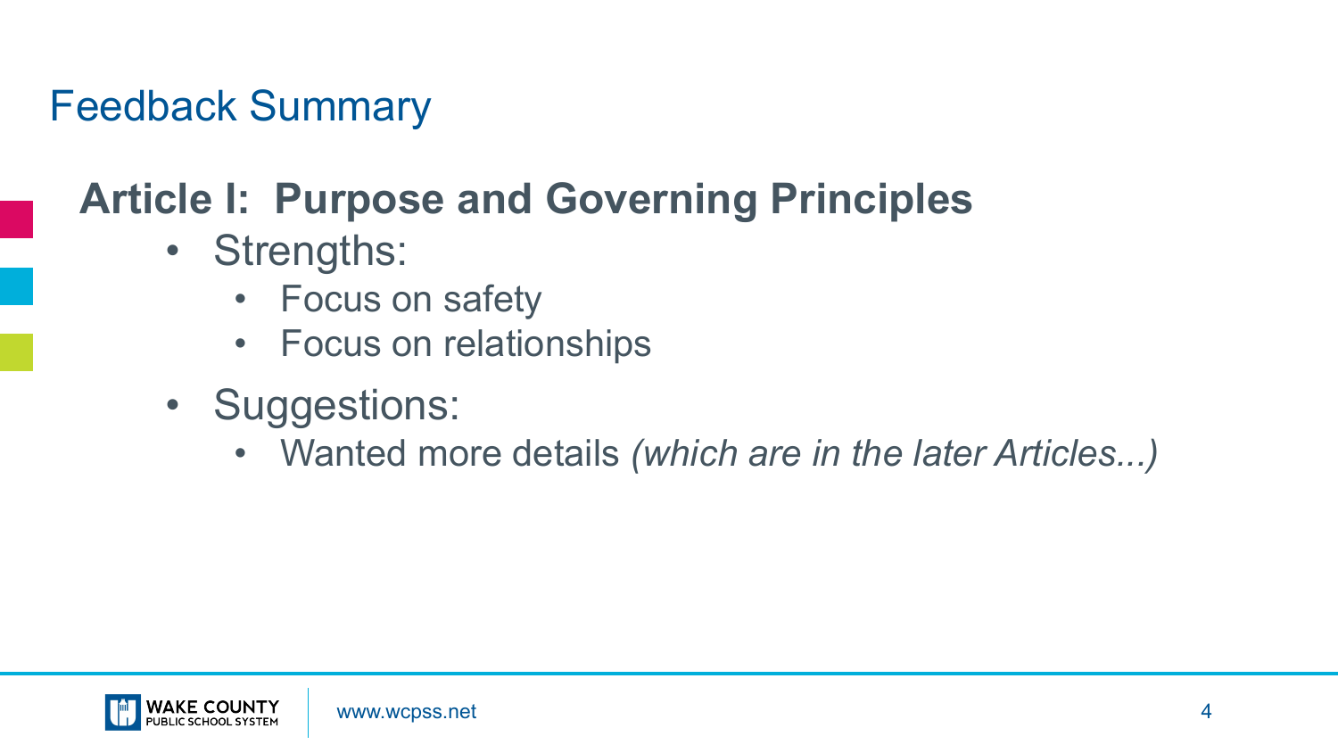# Feedback Summary

## Article I: Purpose and Governing Principles

- Strengths:
  - Focus on safety
  - Focus on relationships
- Suggestions:
  - Wanted more details *(which are in the later Articles...)*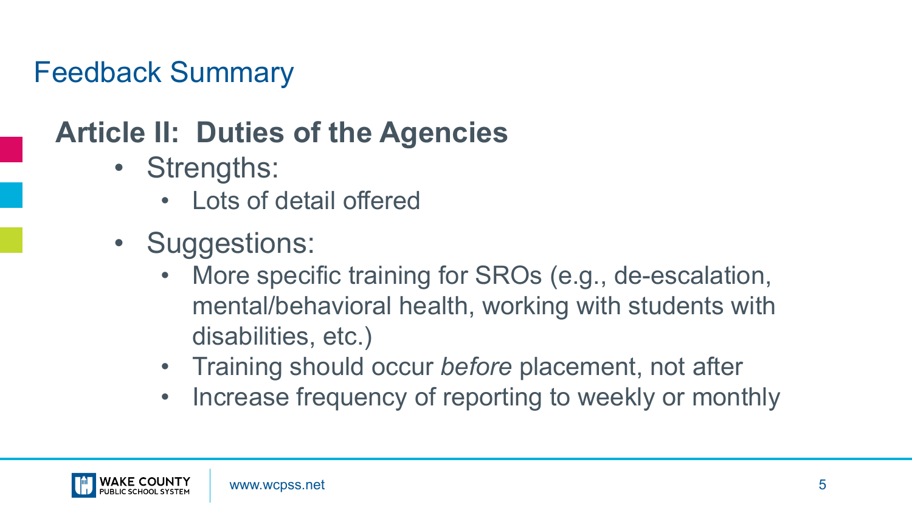# Feedback Summary

## Article II: Duties of the Agencies

- Strengths:
  - Lots of detail offered
- Suggestions:
  - More specific training for SROs (e.g., de-escalation, mental/behavioral health, working with students with disabilities, etc.)
  - Training should occur *before* placement, not after
  - Increase frequency of reporting to weekly or monthly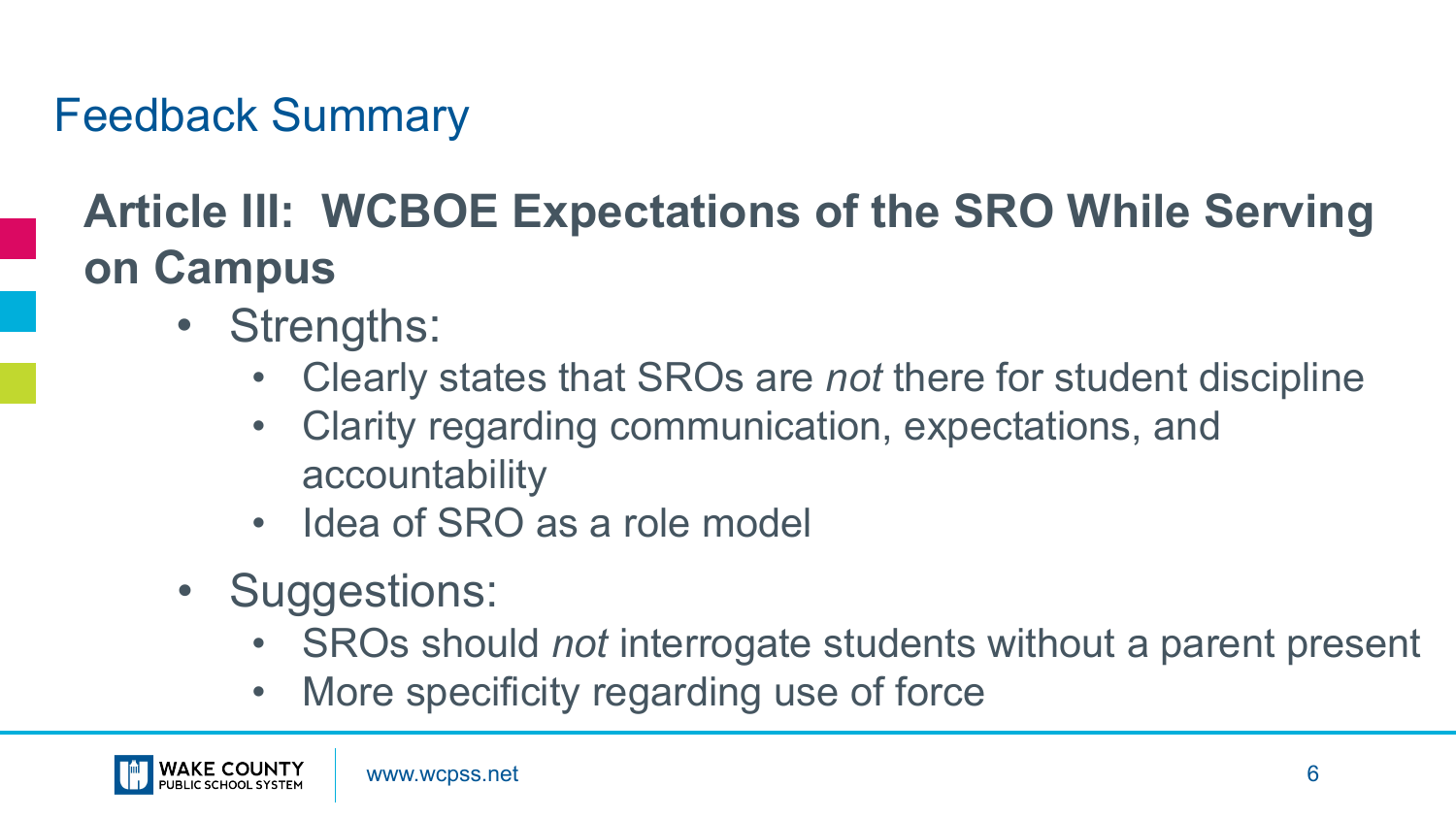# Feedback Summary

## Article III: WCBOE Expectations of the SRO While Serving on Campus

- Strengths:
  - Clearly states that SROs are *not* there for student discipline
  - Clarity regarding communication, expectations, and accountability
  - Idea of SRO as a role model
- Suggestions:
  - SROs should *not* interrogate students without a parent present
  - More specificity regarding use of force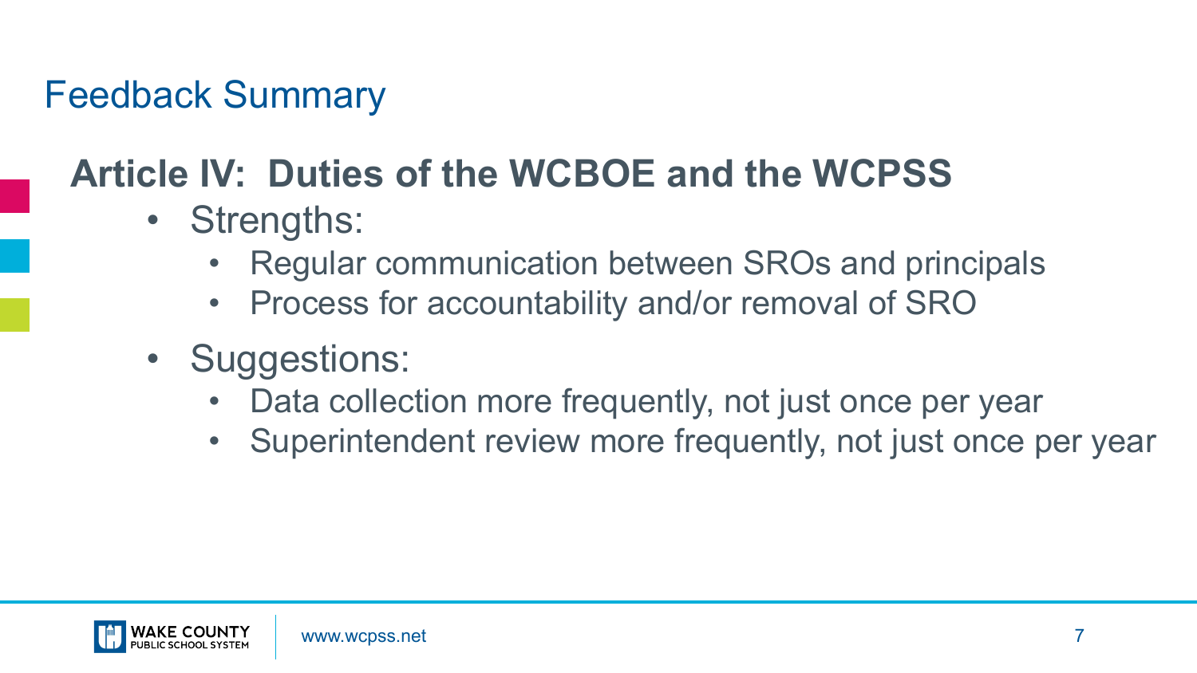# Feedback Summary

## Article IV: Duties of the WCBOE and the WCPSS

- Strengths:
  - Regular communication between SROs and principals
  - Process for accountability and/or removal of SRO
- Suggestions:
  - Data collection more frequently, not just once per year
  - Superintendent review more frequently, not just once per year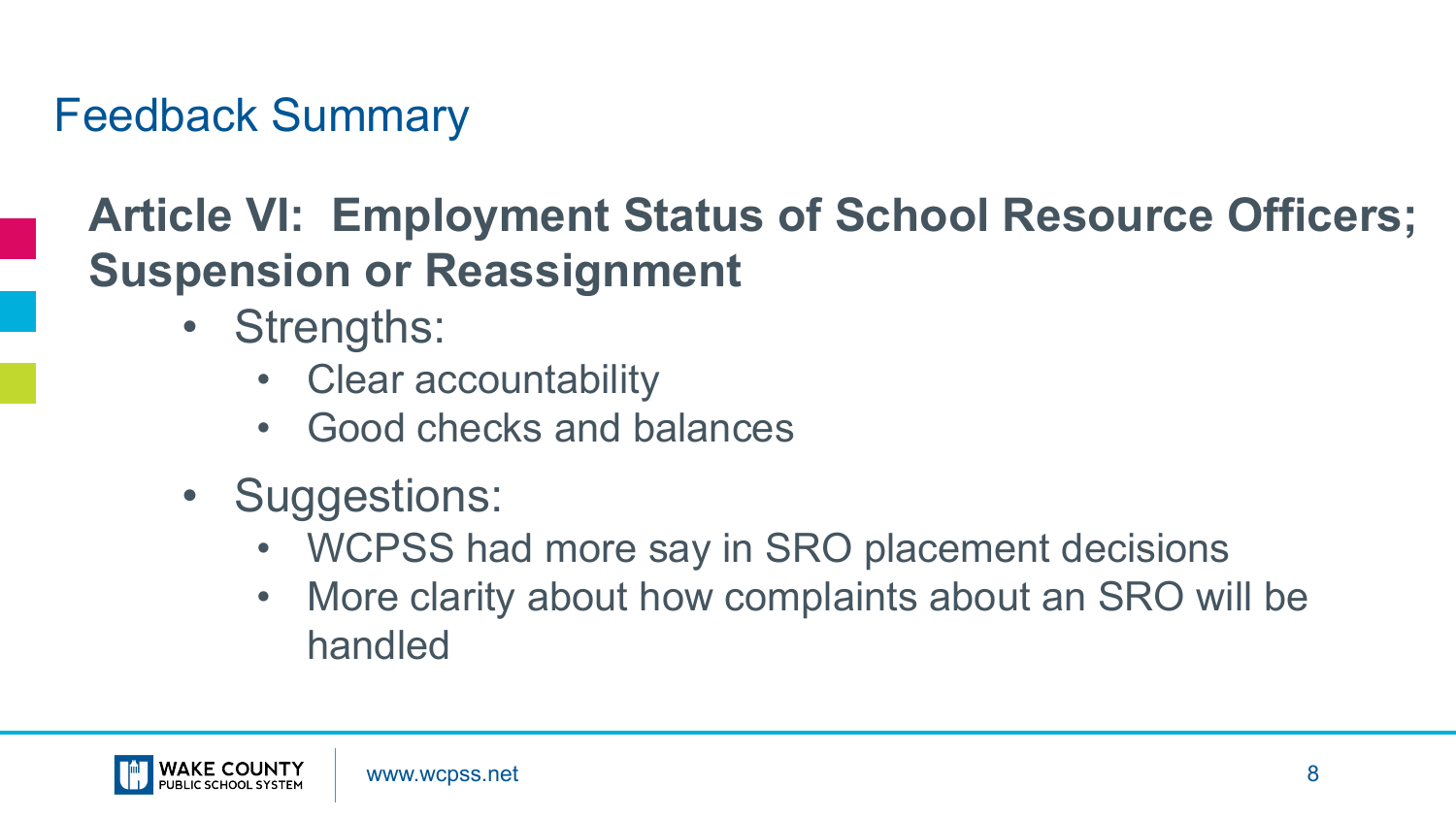# Feedback Summary

## Article VI: Employment Status of School Resource Officers; Suspension or Reassignment

- Strengths:
  - Clear accountability
  - Good checks and balances
- Suggestions:
  - WCPSS had more say in SRO placement decisions
  - More clarity about how complaints about an SRO will be handled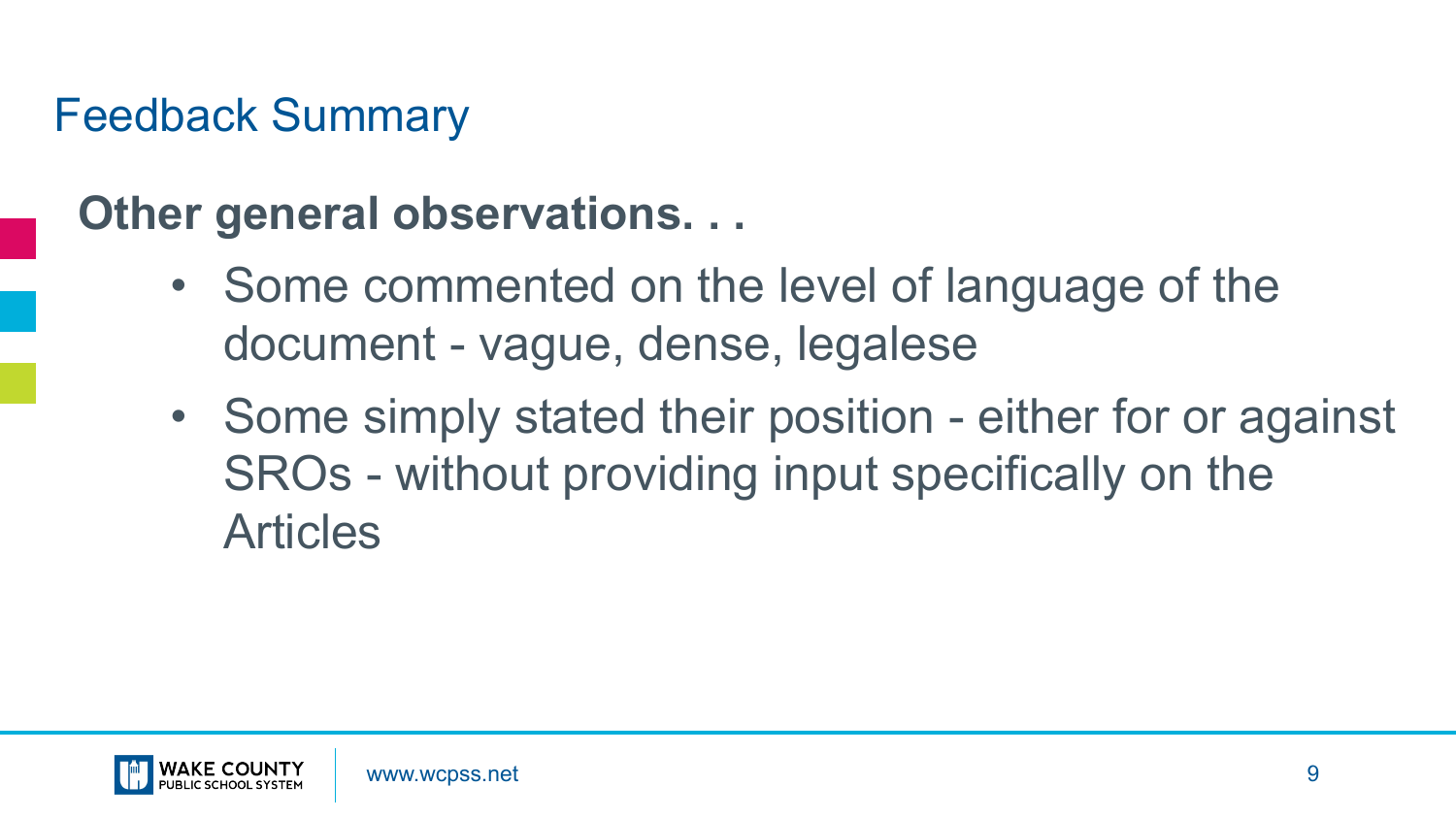## Feedback Summary

**Other general observations. . .**

- Some commented on the level of language of the document - vague, dense, legalese
- Some simply stated their position - either for or against SROs - without providing input specifically on the Articles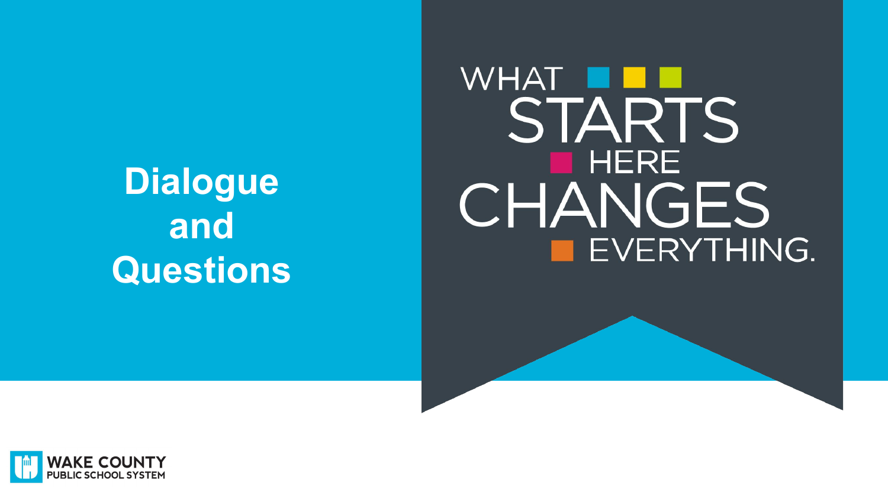# Dialogue and Questions

WHAT STARTS HERE CHANGES EVERYTHING.

WAKE COUNTY PUBLIC SCHOOL SYSTEM